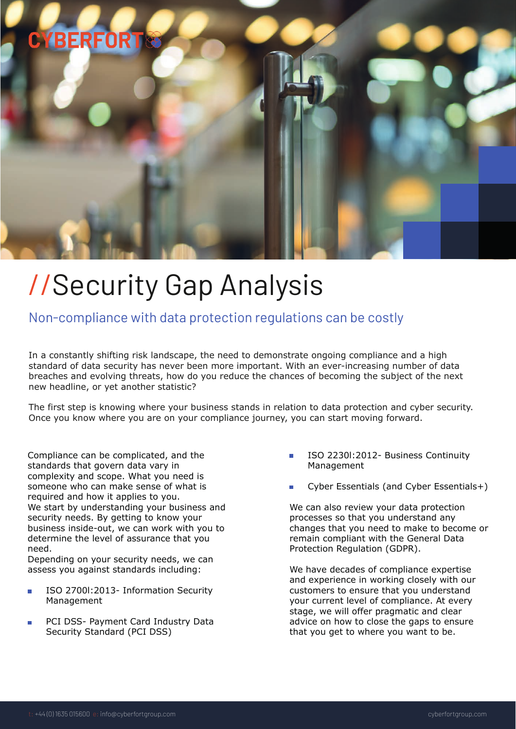CYBERFORT

# //Security Gap Analysis

## Non-compliance with data protection regulations can be costly

In a constantly shifting risk landscape, the need to demonstrate ongoing compliance and a high standard of data security has never been more important. With an ever-increasing number of data breaches and evolving threats, how do you reduce the chances of becoming the subject of the next new headline, or yet another statistic?

The first step is knowing where your business stands in relation to data protection and cyber security. Once you know where you are on your compliance journey, you can start moving forward.

Compliance can be complicated, and the standards that govern data vary in complexity and scope. What you need is someone who can make sense of what is required and how it applies to you.
We start by understanding your business and security needs. By getting to know your business inside-out, we can work with you to determine the level of assurance that you need.
Depending on your security needs, we can assess you against standards including:

- ISO 27001:2013- Information Security Management
- PCI DSS- Payment Card Industry Data Security Standard (PCI DSS)
- ISO 22301:2012- Business Continuity Management
- Cyber Essentials (and Cyber Essentials+)

We can also review your data protection processes so that you understand any changes that you need to make to become or remain compliant with the General Data Protection Regulation (GDPR).

We have decades of compliance expertise and experience in working closely with our customers to ensure that you understand your current level of compliance. At every stage, we will offer pragmatic and clear advice on how to close the gaps to ensure that you get to where you want to be.

t: +44 (0) 1635 015600 e: info@cyberfortgroup.com

cyberfortgroup.com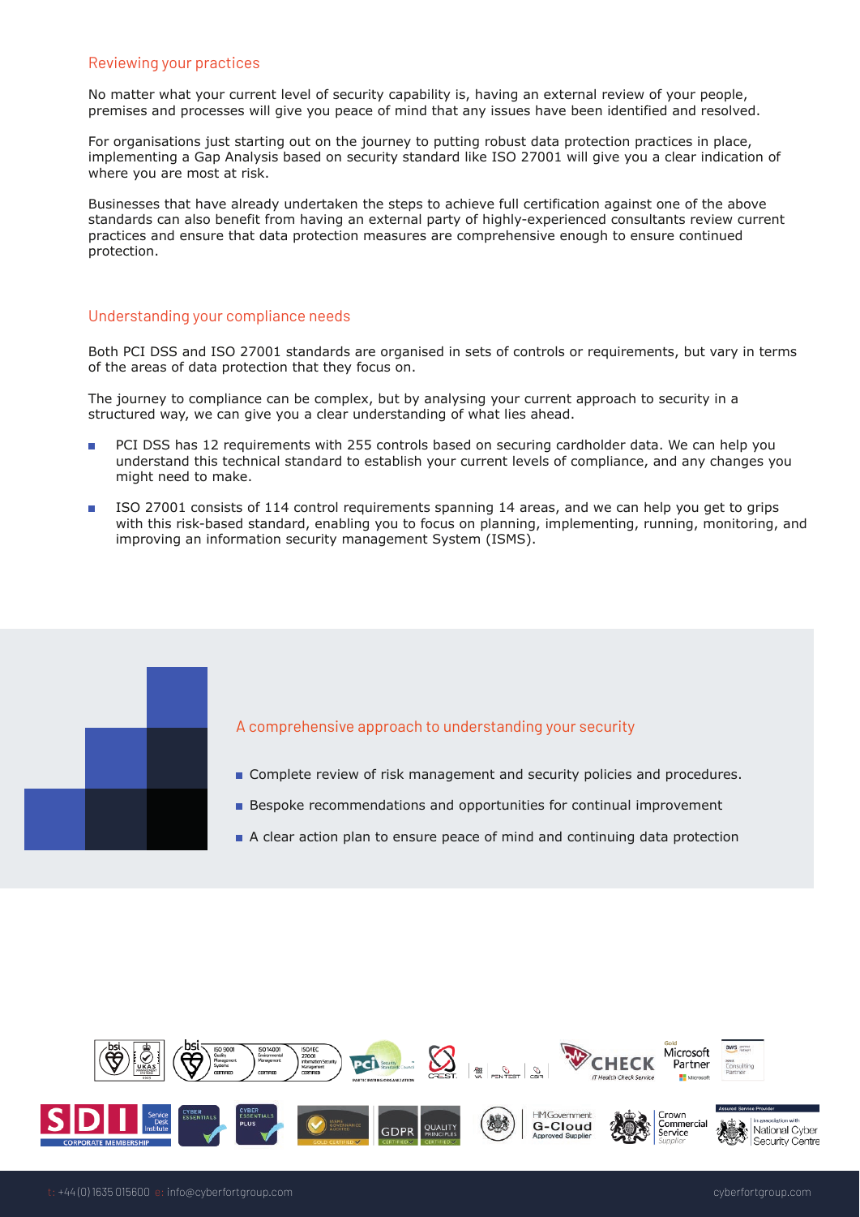## Reviewing your practices

No matter what your current level of security capability is, having an external review of your people, premises and processes will give you peace of mind that any issues have been identified and resolved.

For organisations just starting out on the journey to putting robust data protection practices in place, implementing a Gap Analysis based on security standard like ISO 27001 will give you a clear indication of where you are most at risk.

Businesses that have already undertaken the steps to achieve full certification against one of the above standards can also benefit from having an external party of highly-experienced consultants review current practices and ensure that data protection measures are comprehensive enough to ensure continued protection.

## Understanding your compliance needs

Both PCI DSS and ISO 27001 standards are organised in sets of controls or requirements, but vary in terms of the areas of data protection that they focus on.

The journey to compliance can be complex, but by analysing your current approach to security in a structured way, we can give you a clear understanding of what lies ahead.

- PCI DSS has 12 requirements with 255 controls based on securing cardholder data. We can help you understand this technical standard to establish your current levels of compliance, and any changes you might need to make.
- ISO 27001 consists of 114 control requirements spanning 14 areas, and we can help you get to grips with this risk-based standard, enabling you to focus on planning, implementing, running, monitoring, and improving an information security management System (ISMS).

## A comprehensive approach to understanding your security

- Complete review of risk management and security policies and procedures.
- Bespoke recommendations and opportunities for continual improvement
- A clear action plan to ensure peace of mind and continuing data protection

t: +44 (0) 1635 015600 e: info@cyberfortgroup.com

cyberfortgroup.com